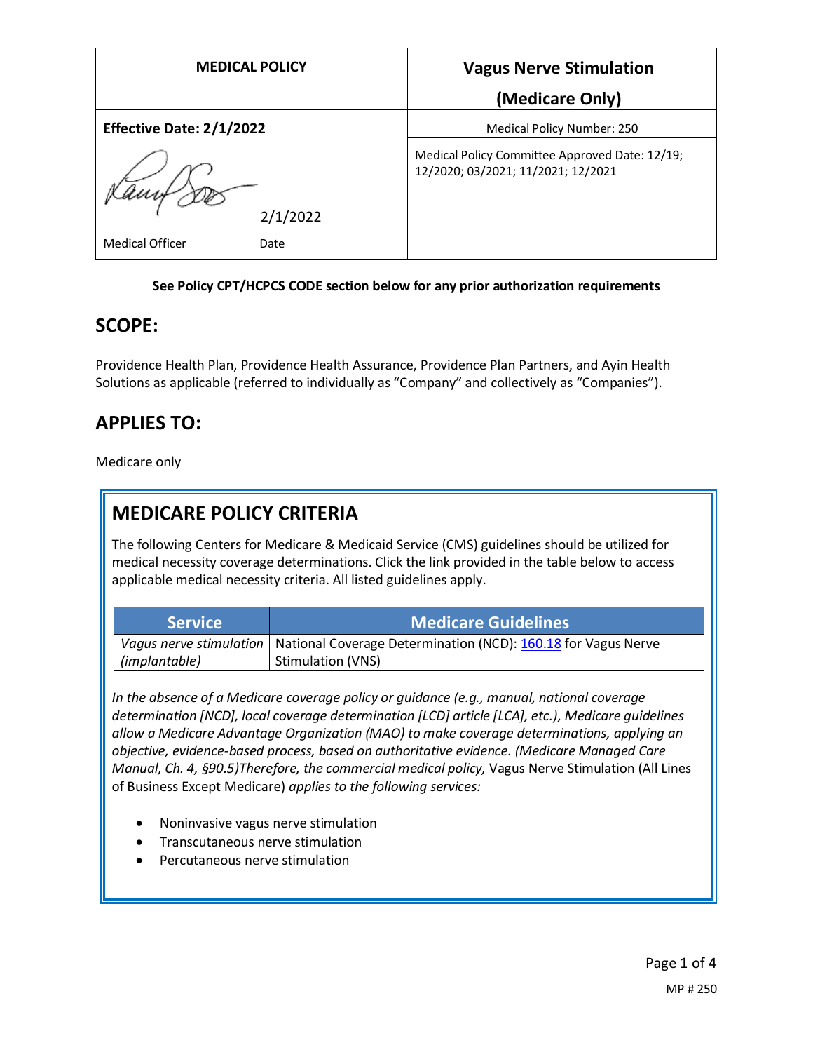| MEDICAL POLICY | Vagus Nerve Stimulation (Medicare Only) |
|---|---|
| **Effective Date: 2/1/2022** | Medical Policy Number: 250 |
| 2/1/2022 | Medical Policy Committee Approved Date: 12/19; 12/2020; 03/2021; 11/2021; 12/2021 |
| Medical Officer Date | |

**See Policy CPT/HCPCS CODE section below for any prior authorization requirements**

## SCOPE:

Providence Health Plan, Providence Health Assurance, Providence Plan Partners, and Ayin Health Solutions as applicable (referred to individually as "Company" and collectively as "Companies").

## APPLIES TO:

Medicare only

## MEDICARE POLICY CRITERIA

The following Centers for Medicare & Medicaid Service (CMS) guidelines should be utilized for medical necessity coverage determinations. Click the link provided in the table below to access applicable medical necessity criteria. All listed guidelines apply.

| Service | Medicare Guidelines |
|---|---|
| *Vagus nerve stimulation (implantable)* | National Coverage Determination (NCD): 160.18 for Vagus Nerve Stimulation (VNS) |

*In the absence of a Medicare coverage policy or guidance (e.g., manual, national coverage determination [NCD], local coverage determination [LCD] article [LCA], etc.), Medicare guidelines allow a Medicare Advantage Organization (MAO) to make coverage determinations, applying an objective, evidence-based process, based on authoritative evidence. (Medicare Managed Care Manual, Ch. 4, §90.5)Therefore, the commercial medical policy,* Vagus Nerve Stimulation (All Lines of Business Except Medicare) *applies to the following services:*

- Noninvasive vagus nerve stimulation
- Transcutaneous nerve stimulation
- Percutaneous nerve stimulation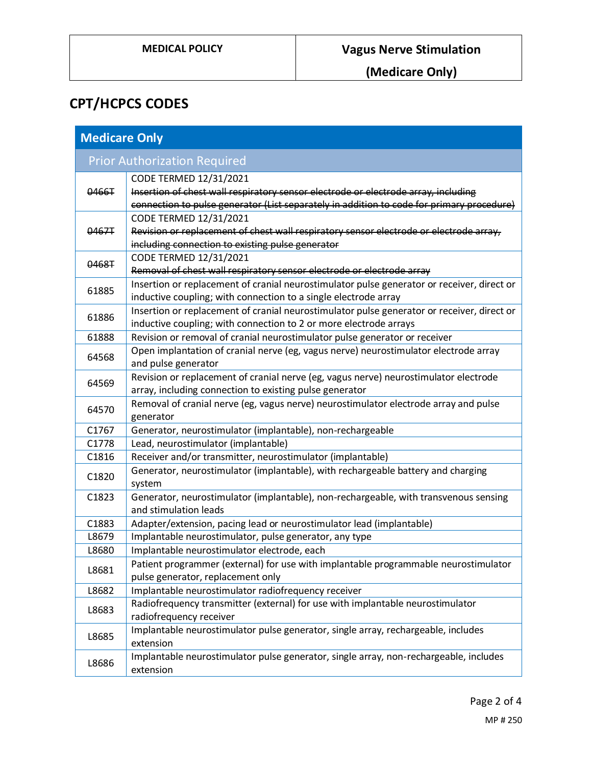## CPT/HCPCS CODES

| Medicare Only | |
|---|---|
| Prior Authorization Required | |
| ~~0466T~~ | CODE TERMED 12/31/2021<br>~~Insertion of chest wall respiratory sensor electrode or electrode array, including connection to pulse generator (List separately in addition to code for primary procedure)~~ |
| ~~0467T~~ | CODE TERMED 12/31/2021<br>~~Revision or replacement of chest wall respiratory sensor electrode or electrode array, including connection to existing pulse generator~~ |
| ~~0468T~~ | CODE TERMED 12/31/2021<br>~~Removal of chest wall respiratory sensor electrode or electrode array~~ |
| 61885 | Insertion or replacement of cranial neurostimulator pulse generator or receiver, direct or inductive coupling; with connection to a single electrode array |
| 61886 | Insertion or replacement of cranial neurostimulator pulse generator or receiver, direct or inductive coupling; with connection to 2 or more electrode arrays |
| 61888 | Revision or removal of cranial neurostimulator pulse generator or receiver |
| 64568 | Open implantation of cranial nerve (eg, vagus nerve) neurostimulator electrode array and pulse generator |
| 64569 | Revision or replacement of cranial nerve (eg, vagus nerve) neurostimulator electrode array, including connection to existing pulse generator |
| 64570 | Removal of cranial nerve (eg, vagus nerve) neurostimulator electrode array and pulse generator |
| C1767 | Generator, neurostimulator (implantable), non-rechargeable |
| C1778 | Lead, neurostimulator (implantable) |
| C1816 | Receiver and/or transmitter, neurostimulator (implantable) |
| C1820 | Generator, neurostimulator (implantable), with rechargeable battery and charging system |
| C1823 | Generator, neurostimulator (implantable), non-rechargeable, with transvenous sensing and stimulation leads |
| C1883 | Adapter/extension, pacing lead or neurostimulator lead (implantable) |
| L8679 | Implantable neurostimulator, pulse generator, any type |
| L8680 | Implantable neurostimulator electrode, each |
| L8681 | Patient programmer (external) for use with implantable programmable neurostimulator pulse generator, replacement only |
| L8682 | Implantable neurostimulator radiofrequency receiver |
| L8683 | Radiofrequency transmitter (external) for use with implantable neurostimulator radiofrequency receiver |
| L8685 | Implantable neurostimulator pulse generator, single array, rechargeable, includes extension |
| L8686 | Implantable neurostimulator pulse generator, single array, non-rechargeable, includes extension |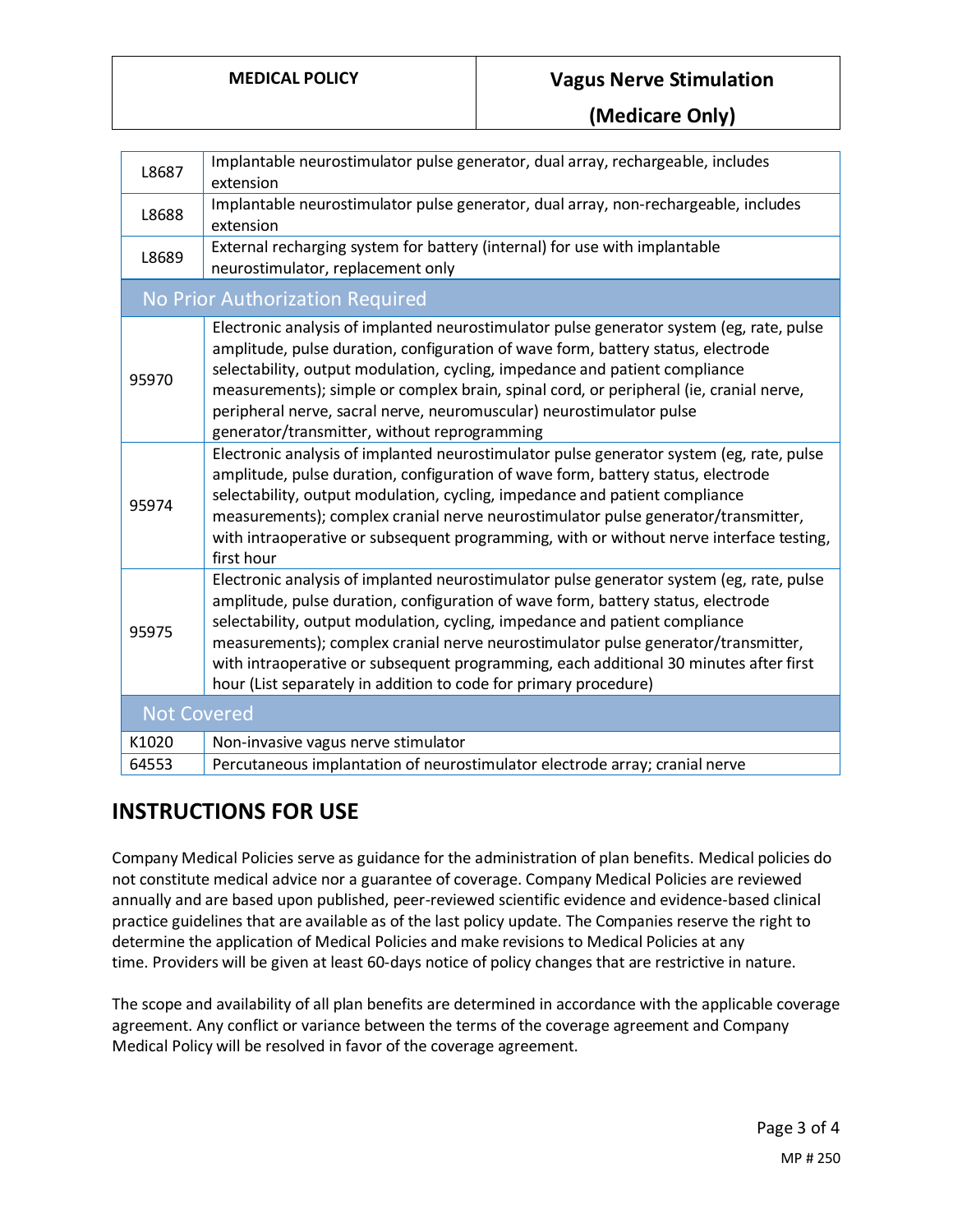| | |
|---|---|
| L8687 | Implantable neurostimulator pulse generator, dual array, rechargeable, includes extension |
| L8688 | Implantable neurostimulator pulse generator, dual array, non-rechargeable, includes extension |
| L8689 | External recharging system for battery (internal) for use with implantable neurostimulator, replacement only |
| **No Prior Authorization Required** | |
| 95970 | Electronic analysis of implanted neurostimulator pulse generator system (eg, rate, pulse amplitude, pulse duration, configuration of wave form, battery status, electrode selectability, output modulation, cycling, impedance and patient compliance measurements); simple or complex brain, spinal cord, or peripheral (ie, cranial nerve, peripheral nerve, sacral nerve, neuromuscular) neurostimulator pulse generator/transmitter, without reprogramming |
| 95974 | Electronic analysis of implanted neurostimulator pulse generator system (eg, rate, pulse amplitude, pulse duration, configuration of wave form, battery status, electrode selectability, output modulation, cycling, impedance and patient compliance measurements); complex cranial nerve neurostimulator pulse generator/transmitter, with intraoperative or subsequent programming, with or without nerve interface testing, first hour |
| 95975 | Electronic analysis of implanted neurostimulator pulse generator system (eg, rate, pulse amplitude, pulse duration, configuration of wave form, battery status, electrode selectability, output modulation, cycling, impedance and patient compliance measurements); complex cranial nerve neurostimulator pulse generator/transmitter, with intraoperative or subsequent programming, each additional 30 minutes after first hour (List separately in addition to code for primary procedure) |
| **Not Covered** | |
| K1020 | Non-invasive vagus nerve stimulator |
| 64553 | Percutaneous implantation of neurostimulator electrode array; cranial nerve |

## INSTRUCTIONS FOR USE

Company Medical Policies serve as guidance for the administration of plan benefits. Medical policies do not constitute medical advice nor a guarantee of coverage. Company Medical Policies are reviewed annually and are based upon published, peer-reviewed scientific evidence and evidence-based clinical practice guidelines that are available as of the last policy update. The Companies reserve the right to determine the application of Medical Policies and make revisions to Medical Policies at any time. Providers will be given at least 60-days notice of policy changes that are restrictive in nature.

The scope and availability of all plan benefits are determined in accordance with the applicable coverage agreement. Any conflict or variance between the terms of the coverage agreement and Company Medical Policy will be resolved in favor of the coverage agreement.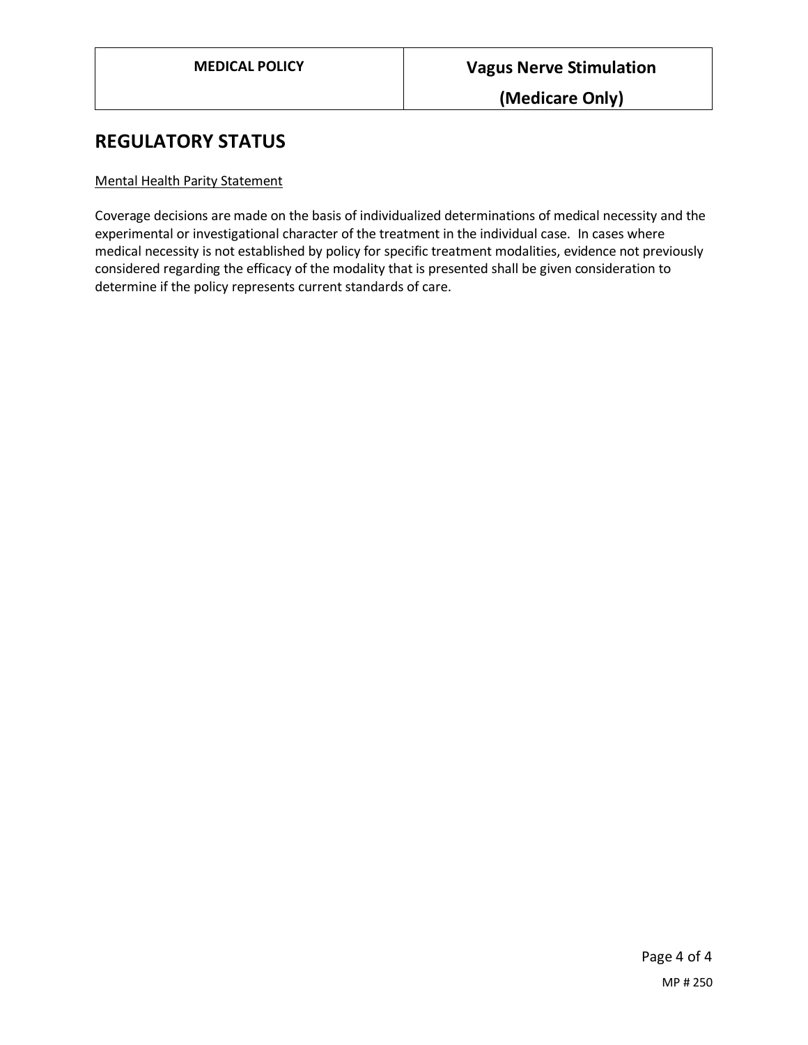## REGULATORY STATUS

Mental Health Parity Statement

Coverage decisions are made on the basis of individualized determinations of medical necessity and the experimental or investigational character of the treatment in the individual case. In cases where medical necessity is not established by policy for specific treatment modalities, evidence not previously considered regarding the efficacy of the modality that is presented shall be given consideration to determine if the policy represents current standards of care.